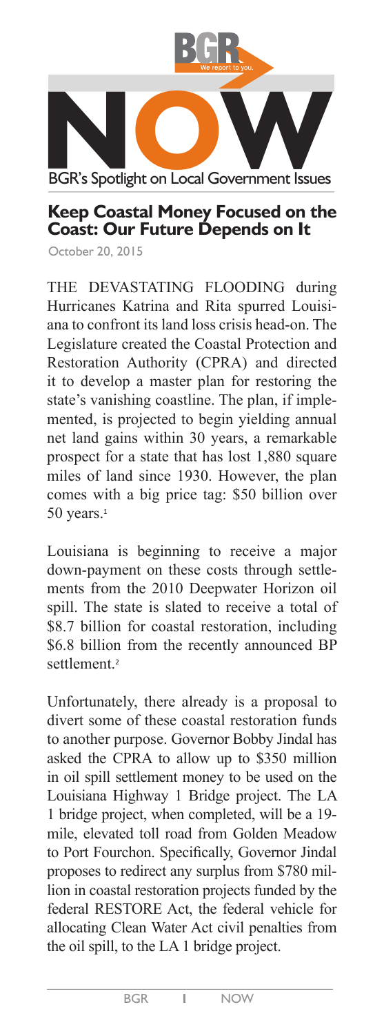BGR

We report to you.

# NOW

BGR's Spotlight on Local Government Issues

## Keep Coastal Money Focused on the Coast: Our Future Depends on It

October 20, 2015

THE DEVASTATING FLOODING during Hurricanes Katrina and Rita spurred Louisiana to confront its land loss crisis head-on. The Legislature created the Coastal Protection and Restoration Authority (CPRA) and directed it to develop a master plan for restoring the state's vanishing coastline. The plan, if implemented, is projected to begin yielding annual net land gains within 30 years, a remarkable prospect for a state that has lost 1,880 square miles of land since 1930. However, the plan comes with a big price tag: $50 billion over 50 years.[1]

Louisiana is beginning to receive a major down-payment on these costs through settlements from the 2010 Deepwater Horizon oil spill. The state is slated to receive a total of $8.7 billion for coastal restoration, including $6.8 billion from the recently announced BP settlement.[2]

Unfortunately, there already is a proposal to divert some of these coastal restoration funds to another purpose. Governor Bobby Jindal has asked the CPRA to allow up to $350 million in oil spill settlement money to be used on the Louisiana Highway 1 Bridge project. The LA 1 bridge project, when completed, will be a 19-mile, elevated toll road from Golden Meadow to Port Fourchon. Specifically, Governor Jindal proposes to redirect any surplus from $780 million in coastal restoration projects funded by the federal RESTORE Act, the federal vehicle for allocating Clean Water Act civil penalties from the oil spill, to the LA 1 bridge project.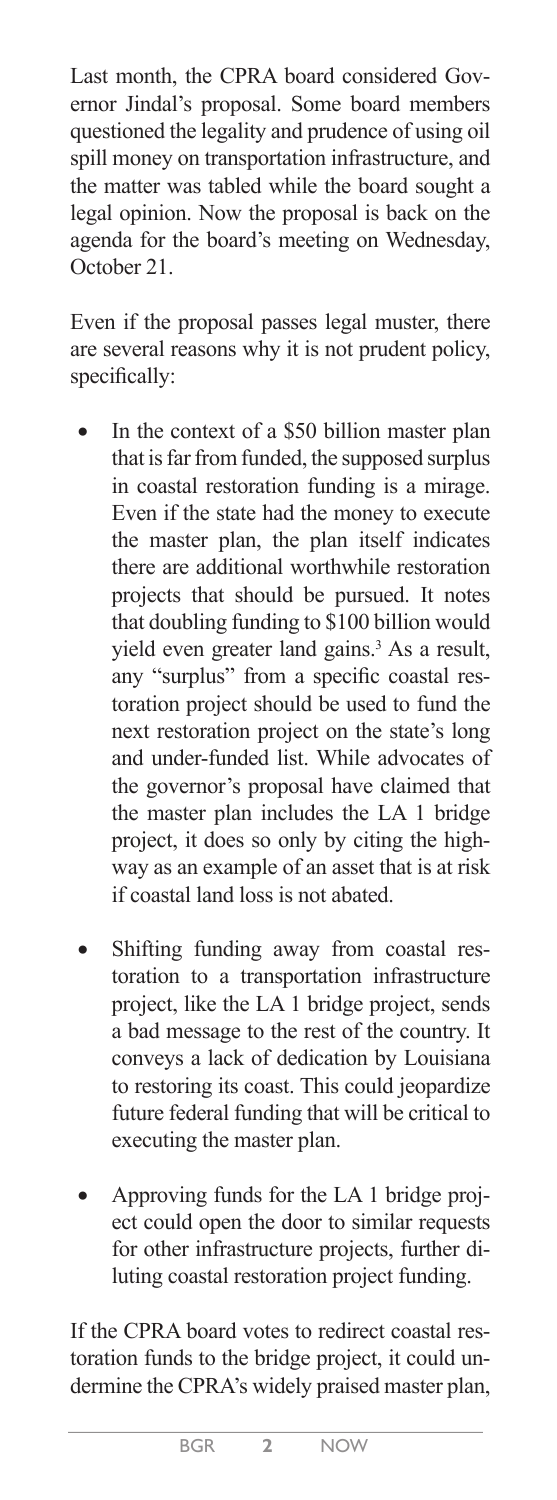Last month, the CPRA board considered Governor Jindal's proposal. Some board members questioned the legality and prudence of using oil spill money on transportation infrastructure, and the matter was tabled while the board sought a legal opinion. Now the proposal is back on the agenda for the board's meeting on Wednesday, October 21.

Even if the proposal passes legal muster, there are several reasons why it is not prudent policy, specifically:

- In the context of a $50 billion master plan that is far from funded, the supposed surplus in coastal restoration funding is a mirage. Even if the state had the money to execute the master plan, the plan itself indicates there are additional worthwhile restoration projects that should be pursued. It notes that doubling funding to $100 billion would yield even greater land gains.[3] As a result, any "surplus" from a specific coastal restoration project should be used to fund the next restoration project on the state's long and under-funded list. While advocates of the governor's proposal have claimed that the master plan includes the LA 1 bridge project, it does so only by citing the highway as an example of an asset that is at risk if coastal land loss is not abated.

- Shifting funding away from coastal restoration to a transportation infrastructure project, like the LA 1 bridge project, sends a bad message to the rest of the country. It conveys a lack of dedication by Louisiana to restoring its coast. This could jeopardize future federal funding that will be critical to executing the master plan.

- Approving funds for the LA 1 bridge project could open the door to similar requests for other infrastructure projects, further diluting coastal restoration project funding.

If the CPRA board votes to redirect coastal restoration funds to the bridge project, it could undermine the CPRA's widely praised master plan,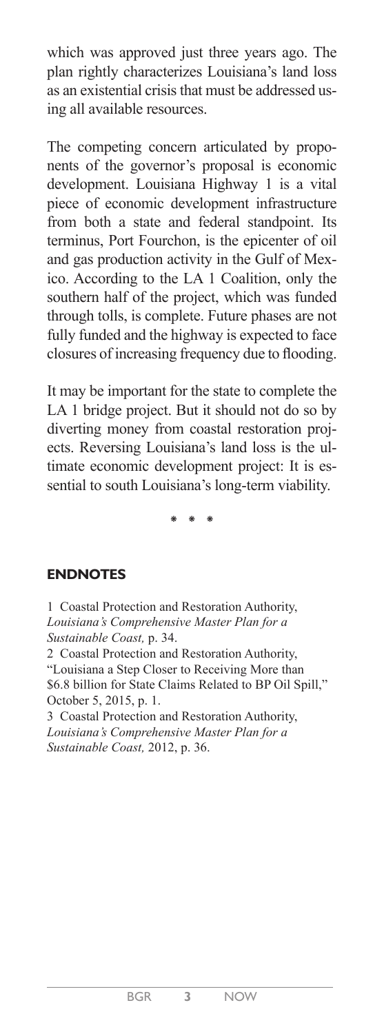which was approved just three years ago. The plan rightly characterizes Louisiana's land loss as an existential crisis that must be addressed using all available resources.

The competing concern articulated by proponents of the governor's proposal is economic development. Louisiana Highway 1 is a vital piece of economic development infrastructure from both a state and federal standpoint. Its terminus, Port Fourchon, is the epicenter of oil and gas production activity in the Gulf of Mexico. According to the LA 1 Coalition, only the southern half of the project, which was funded through tolls, is complete. Future phases are not fully funded and the highway is expected to face closures of increasing frequency due to flooding.

It may be important for the state to complete the LA 1 bridge project. But it should not do so by diverting money from coastal restoration projects. Reversing Louisiana's land loss is the ultimate economic development project: It is essential to south Louisiana's long-term viability.

\* \* \*

## ENDNOTES

1 Coastal Protection and Restoration Authority, *Louisiana's Comprehensive Master Plan for a Sustainable Coast,* p. 34.

2 Coastal Protection and Restoration Authority, "Louisiana a Step Closer to Receiving More than $6.8 billion for State Claims Related to BP Oil Spill," October 5, 2015, p. 1.

3 Coastal Protection and Restoration Authority, *Louisiana's Comprehensive Master Plan for a Sustainable Coast,* 2012, p. 36.